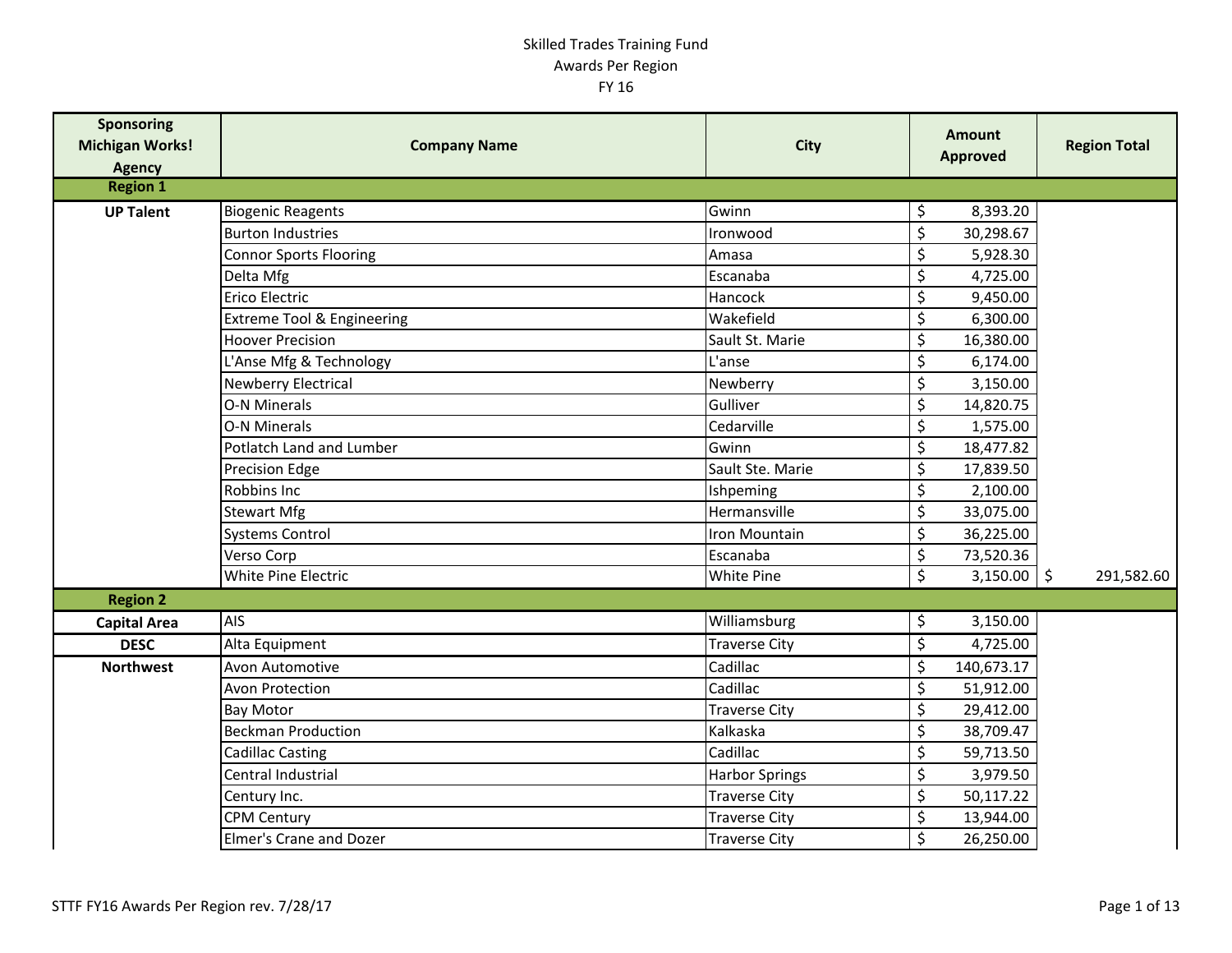Skilled Trades Training Fund
Awards Per Region
FY 16

| Sponsoring Michigan Works! Agency | Company Name | City | Amount Approved | Region Total |
|---|---|---|---|---|
| **Region 1** | | | | |
| **UP Talent** | Biogenic Reagents | Gwinn | $ 8,393.20 | |
| | Burton Industries | Ironwood | $ 30,298.67 | |
| | Connor Sports Flooring | Amasa | $ 5,928.30 | |
| | Delta Mfg | Escanaba | $ 4,725.00 | |
| | Erico Electric | Hancock | $ 9,450.00 | |
| | Extreme Tool & Engineering | Wakefield | $ 6,300.00 | |
| | Hoover Precision | Sault St. Marie | $ 16,380.00 | |
| | L'Anse Mfg & Technology | L'anse | $ 6,174.00 | |
| | Newberry Electrical | Newberry | $ 3,150.00 | |
| | O-N Minerals | Gulliver | $ 14,820.75 | |
| | O-N Minerals | Cedarville | $ 1,575.00 | |
| | Potlatch Land and Lumber | Gwinn | $ 18,477.82 | |
| | Precision Edge | Sault Ste. Marie | $ 17,839.50 | |
| | Robbins Inc | Ishpeming | $ 2,100.00 | |
| | Stewart Mfg | Hermansville | $ 33,075.00 | |
| | Systems Control | Iron Mountain | $ 36,225.00 | |
| | Verso Corp | Escanaba | $ 73,520.36 | |
| | White Pine Electric | White Pine | $ 3,150.00 | $ 291,582.60 |
| **Region 2** | | | | |
| **Capital Area** | AIS | Williamsburg | $ 3,150.00 | |
| **DESC** | Alta Equipment | Traverse City | $ 4,725.00 | |
| **Northwest** | Avon Automotive | Cadillac | $ 140,673.17 | |
| | Avon Protection | Cadillac | $ 51,912.00 | |
| | Bay Motor | Traverse City | $ 29,412.00 | |
| | Beckman Production | Kalkaska | $ 38,709.47 | |
| | Cadillac Casting | Cadillac | $ 59,713.50 | |
| | Central Industrial | Harbor Springs | $ 3,979.50 | |
| | Century Inc. | Traverse City | $ 50,117.22 | |
| | CPM Century | Traverse City | $ 13,944.00 | |
| | Elmer's Crane and Dozer | Traverse City | $ 26,250.00 | |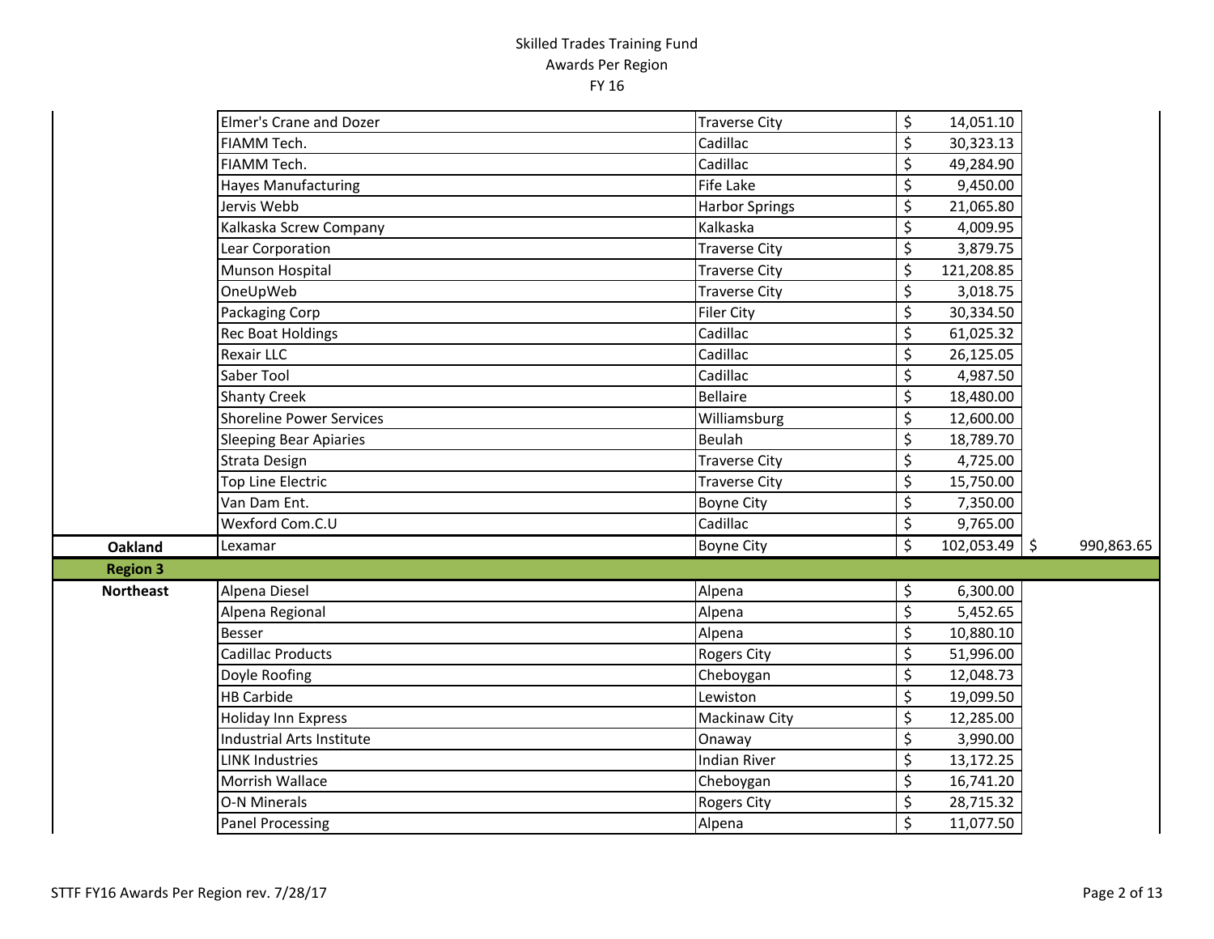# Skilled Trades Training Fund
## Awards Per Region
## FY 16

| Region | Company | City | Award | Total |
|---|---|---|---|---|
| | Elmer's Crane and Dozer | Traverse City | $ 14,051.10 | |
| | FIAMM Tech. | Cadillac | $ 30,323.13 | |
| | FIAMM Tech. | Cadillac | $ 49,284.90 | |
| | Hayes Manufacturing | Fife Lake | $ 9,450.00 | |
| | Jervis Webb | Harbor Springs | $ 21,065.80 | |
| | Kalkaska Screw Company | Kalkaska | $ 4,009.95 | |
| | Lear Corporation | Traverse City | $ 3,879.75 | |
| | Munson Hospital | Traverse City | $ 121,208.85 | |
| | OneUpWeb | Traverse City | $ 3,018.75 | |
| | Packaging Corp | Filer City | $ 30,334.50 | |
| | Rec Boat Holdings | Cadillac | $ 61,025.32 | |
| | Rexair LLC | Cadillac | $ 26,125.05 | |
| | Saber Tool | Cadillac | $ 4,987.50 | |
| | Shanty Creek | Bellaire | $ 18,480.00 | |
| | Shoreline Power Services | Williamsburg | $ 12,600.00 | |
| | Sleeping Bear Apiaries | Beulah | $ 18,789.70 | |
| | Strata Design | Traverse City | $ 4,725.00 | |
| | Top Line Electric | Traverse City | $ 15,750.00 | |
| | Van Dam Ent. | Boyne City | $ 7,350.00 | |
| | Wexford Com.C.U | Cadillac | $ 9,765.00 | |
| **Oakland** | Lexamar | Boyne City | $ 102,053.49 | $ 990,863.65 |
| **Region 3** | | | | |
| **Northeast** | Alpena Diesel | Alpena | $ 6,300.00 | |
| | Alpena Regional | Alpena | $ 5,452.65 | |
| | Besser | Alpena | $ 10,880.10 | |
| | Cadillac Products | Rogers City | $ 51,996.00 | |
| | Doyle Roofing | Cheboygan | $ 12,048.73 | |
| | HB Carbide | Lewiston | $ 19,099.50 | |
| | Holiday Inn Express | Mackinaw City | $ 12,285.00 | |
| | Industrial Arts Institute | Onaway | $ 3,990.00 | |
| | LINK Industries | Indian River | $ 13,172.25 | |
| | Morrish Wallace | Cheboygan | $ 16,741.20 | |
| | O-N Minerals | Rogers City | $ 28,715.32 | |
| | Panel Processing | Alpena | $ 11,077.50 | |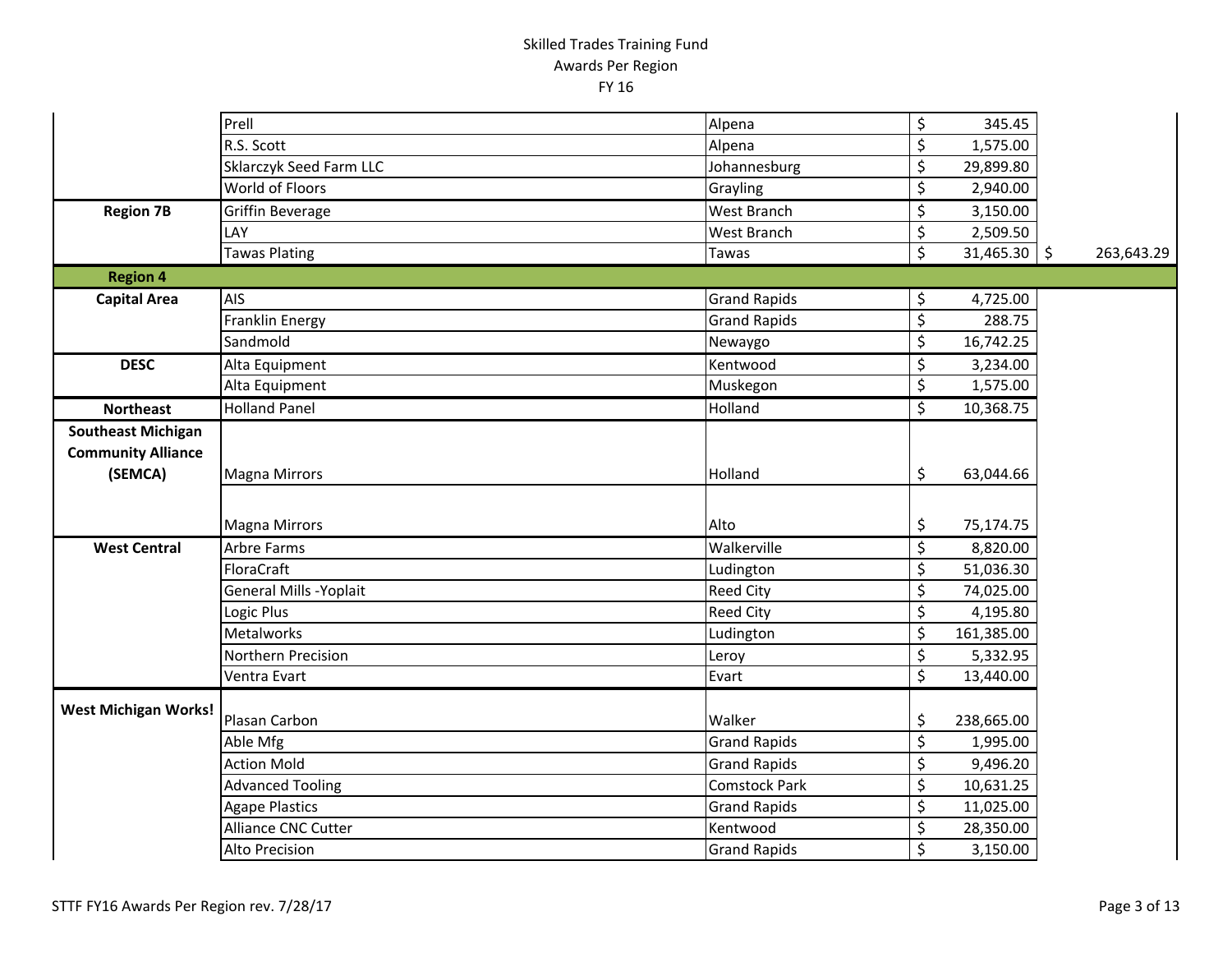# Skilled Trades Training Fund
## Awards Per Region
## FY 16

| | | | | |
|---|---|---|---|---|
| | Prell | Alpena | $ 345.45 | |
| | R.S. Scott | Alpena | $ 1,575.00 | |
| | Sklarczyk Seed Farm LLC | Johannesburg | $ 29,899.80 | |
| | World of Floors | Grayling | $ 2,940.00 | |
| **Region 7B** | Griffin Beverage | West Branch | $ 3,150.00 | |
| | LAY | West Branch | $ 2,509.50 | |
| | Tawas Plating | Tawas | $ 31,465.30 | $ 263,643.29 |
| **Region 4** | | | | |
| **Capital Area** | AIS | Grand Rapids | $ 4,725.00 | |
| | Franklin Energy | Grand Rapids | $ 288.75 | |
| | Sandmold | Newaygo | $ 16,742.25 | |
| **DESC** | Alta Equipment | Kentwood | $ 3,234.00 | |
| | Alta Equipment | Muskegon | $ 1,575.00 | |
| **Northeast** | Holland Panel | Holland | $ 10,368.75 | |
| **Southeast Michigan Community Alliance (SEMCA)** | Magna Mirrors | Holland | $ 63,044.66 | |
| | Magna Mirrors | Alto | $ 75,174.75 | |
| **West Central** | Arbre Farms | Walkerville | $ 8,820.00 | |
| | FloraCraft | Ludington | $ 51,036.30 | |
| | General Mills -Yoplait | Reed City | $ 74,025.00 | |
| | Logic Plus | Reed City | $ 4,195.80 | |
| | Metalworks | Ludington | $ 161,385.00 | |
| | Northern Precision | Leroy | $ 5,332.95 | |
| | Ventra Evart | Evart | $ 13,440.00 | |
| **West Michigan Works!** | Plasan Carbon | Walker | $ 238,665.00 | |
| | Able Mfg | Grand Rapids | $ 1,995.00 | |
| | Action Mold | Grand Rapids | $ 9,496.20 | |
| | Advanced Tooling | Comstock Park | $ 10,631.25 | |
| | Agape Plastics | Grand Rapids | $ 11,025.00 | |
| | Alliance CNC Cutter | Kentwood | $ 28,350.00 | |
| | Alto Precision | Grand Rapids | $ 3,150.00 | |

STTF FY16 Awards Per Region rev. 7/28/17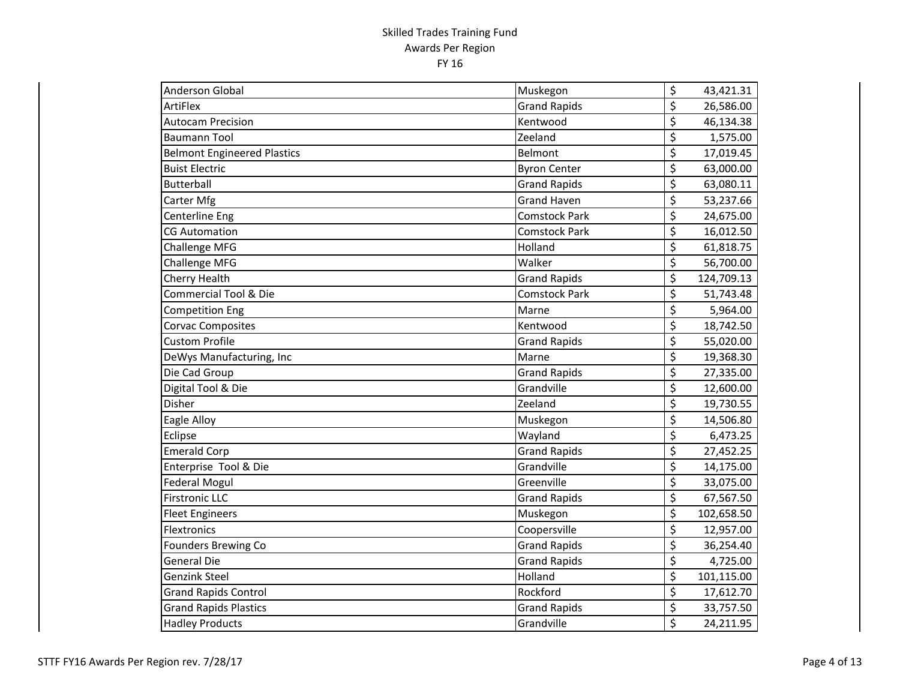Skilled Trades Training Fund
Awards Per Region
FY 16

| | | |
|---|---|---|
| Anderson Global | Muskegon | $ 43,421.31 |
| ArtiFlex | Grand Rapids | $ 26,586.00 |
| Autocam Precision | Kentwood | $ 46,134.38 |
| Baumann Tool | Zeeland | $ 1,575.00 |
| Belmont Engineered Plastics | Belmont | $ 17,019.45 |
| Buist Electric | Byron Center | $ 63,000.00 |
| Butterball | Grand Rapids | $ 63,080.11 |
| Carter Mfg | Grand Haven | $ 53,237.66 |
| Centerline Eng | Comstock Park | $ 24,675.00 |
| CG Automation | Comstock Park | $ 16,012.50 |
| Challenge MFG | Holland | $ 61,818.75 |
| Challenge MFG | Walker | $ 56,700.00 |
| Cherry Health | Grand Rapids | $ 124,709.13 |
| Commercial Tool & Die | Comstock Park | $ 51,743.48 |
| Competition Eng | Marne | $ 5,964.00 |
| Corvac Composites | Kentwood | $ 18,742.50 |
| Custom Profile | Grand Rapids | $ 55,020.00 |
| DeWys Manufacturing, Inc | Marne | $ 19,368.30 |
| Die Cad Group | Grand Rapids | $ 27,335.00 |
| Digital Tool & Die | Grandville | $ 12,600.00 |
| Disher | Zeeland | $ 19,730.55 |
| Eagle Alloy | Muskegon | $ 14,506.80 |
| Eclipse | Wayland | $ 6,473.25 |
| Emerald Corp | Grand Rapids | $ 27,452.25 |
| Enterprise Tool & Die | Grandville | $ 14,175.00 |
| Federal Mogul | Greenville | $ 33,075.00 |
| Firstronic LLC | Grand Rapids | $ 67,567.50 |
| Fleet Engineers | Muskegon | $ 102,658.50 |
| Flextronics | Coopersville | $ 12,957.00 |
| Founders Brewing Co | Grand Rapids | $ 36,254.40 |
| General Die | Grand Rapids | $ 4,725.00 |
| Genzink Steel | Holland | $ 101,115.00 |
| Grand Rapids Control | Rockford | $ 17,612.70 |
| Grand Rapids Plastics | Grand Rapids | $ 33,757.50 |
| Hadley Products | Grandville | $ 24,211.95 |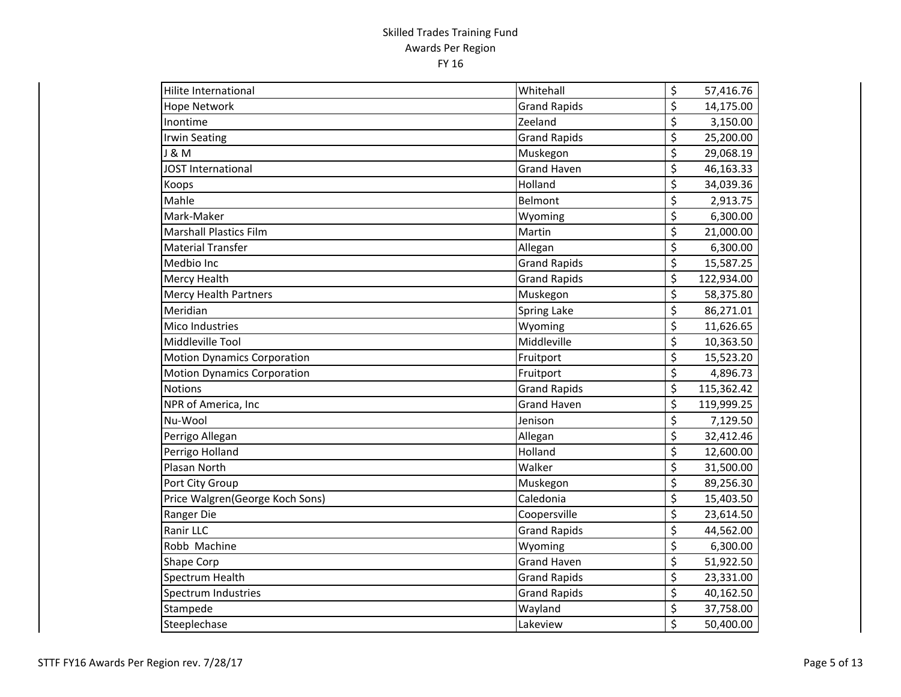Skilled Trades Training Fund
Awards Per Region
FY 16

| | | |
|---|---|---|
| Hilite International | Whitehall | $ 57,416.76 |
| Hope Network | Grand Rapids | $ 14,175.00 |
| Inontime | Zeeland | $ 3,150.00 |
| Irwin Seating | Grand Rapids | $ 25,200.00 |
| J & M | Muskegon | $ 29,068.19 |
| JOST International | Grand Haven | $ 46,163.33 |
| Koops | Holland | $ 34,039.36 |
| Mahle | Belmont | $ 2,913.75 |
| Mark-Maker | Wyoming | $ 6,300.00 |
| Marshall Plastics Film | Martin | $ 21,000.00 |
| Material Transfer | Allegan | $ 6,300.00 |
| Medbio Inc | Grand Rapids | $ 15,587.25 |
| Mercy Health | Grand Rapids | $ 122,934.00 |
| Mercy Health Partners | Muskegon | $ 58,375.80 |
| Meridian | Spring Lake | $ 86,271.01 |
| Mico Industries | Wyoming | $ 11,626.65 |
| Middleville Tool | Middleville | $ 10,363.50 |
| Motion Dynamics Corporation | Fruitport | $ 15,523.20 |
| Motion Dynamics Corporation | Fruitport | $ 4,896.73 |
| Notions | Grand Rapids | $ 115,362.42 |
| NPR of America, Inc | Grand Haven | $ 119,999.25 |
| Nu-Wool | Jenison | $ 7,129.50 |
| Perrigo Allegan | Allegan | $ 32,412.46 |
| Perrigo Holland | Holland | $ 12,600.00 |
| Plasan North | Walker | $ 31,500.00 |
| Port City Group | Muskegon | $ 89,256.30 |
| Price Walgren(George Koch Sons) | Caledonia | $ 15,403.50 |
| Ranger Die | Coopersville | $ 23,614.50 |
| Ranir LLC | Grand Rapids | $ 44,562.00 |
| Robb Machine | Wyoming | $ 6,300.00 |
| Shape Corp | Grand Haven | $ 51,922.50 |
| Spectrum Health | Grand Rapids | $ 23,331.00 |
| Spectrum Industries | Grand Rapids | $ 40,162.50 |
| Stampede | Wayland | $ 37,758.00 |
| Steeplechase | Lakeview | $ 50,400.00 |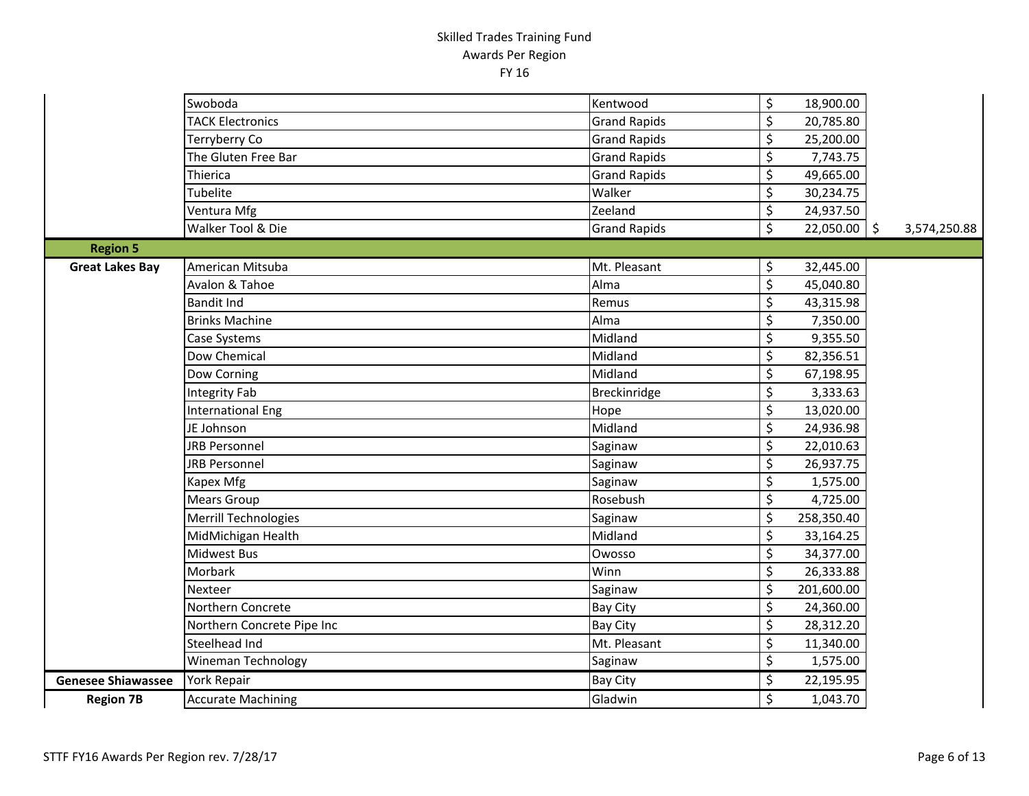Skilled Trades Training Fund
Awards Per Region
FY 16

| | | | | |
|---|---|---|---|---|
| | Swoboda | Kentwood | $ 18,900.00 | |
| | TACK Electronics | Grand Rapids | $ 20,785.80 | |
| | Terryberry Co | Grand Rapids | $ 25,200.00 | |
| | The Gluten Free Bar | Grand Rapids | $ 7,743.75 | |
| | Thierica | Grand Rapids | $ 49,665.00 | |
| | Tubelite | Walker | $ 30,234.75 | |
| | Ventura Mfg | Zeeland | $ 24,937.50 | |
| | Walker Tool & Die | Grand Rapids | $ 22,050.00 | $ 3,574,250.88 |
| **Region 5** | | | | |
| **Great Lakes Bay** | American Mitsuba | Mt. Pleasant | $ 32,445.00 | |
| | Avalon & Tahoe | Alma | $ 45,040.80 | |
| | Bandit Ind | Remus | $ 43,315.98 | |
| | Brinks Machine | Alma | $ 7,350.00 | |
| | Case Systems | Midland | $ 9,355.50 | |
| | Dow Chemical | Midland | $ 82,356.51 | |
| | Dow Corning | Midland | $ 67,198.95 | |
| | Integrity Fab | Breckinridge | $ 3,333.63 | |
| | International Eng | Hope | $ 13,020.00 | |
| | JE Johnson | Midland | $ 24,936.98 | |
| | JRB Personnel | Saginaw | $ 22,010.63 | |
| | JRB Personnel | Saginaw | $ 26,937.75 | |
| | Kapex Mfg | Saginaw | $ 1,575.00 | |
| | Mears Group | Rosebush | $ 4,725.00 | |
| | Merrill Technologies | Saginaw | $ 258,350.40 | |
| | MidMichigan Health | Midland | $ 33,164.25 | |
| | Midwest Bus | Owosso | $ 34,377.00 | |
| | Morbark | Winn | $ 26,333.88 | |
| | Nexteer | Saginaw | $ 201,600.00 | |
| | Northern Concrete | Bay City | $ 24,360.00 | |
| | Northern Concrete Pipe Inc | Bay City | $ 28,312.20 | |
| | Steelhead Ind | Mt. Pleasant | $ 11,340.00 | |
| | Wineman Technology | Saginaw | $ 1,575.00 | |
| **Genesee Shiawassee** | York Repair | Bay City | $ 22,195.95 | |
| **Region 7B** | Accurate Machining | Gladwin | $ 1,043.70 | |

STTF FY16 Awards Per Region rev. 7/28/17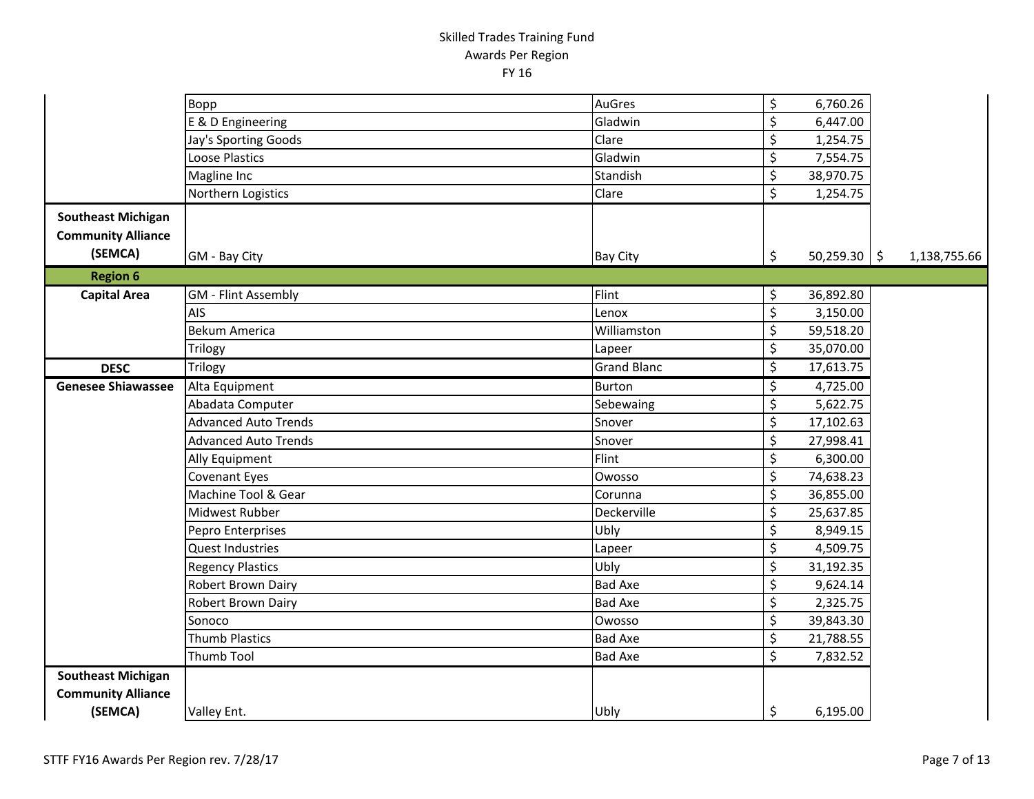# Skilled Trades Training Fund
## Awards Per Region
## FY 16

| Agency | Company | City | Award | Region Total |
|---|---|---|---|---|
| | Bopp | AuGres | $ 6,760.26 | |
| | E & D Engineering | Gladwin | $ 6,447.00 | |
| | Jay's Sporting Goods | Clare | $ 1,254.75 | |
| | Loose Plastics | Gladwin | $ 7,554.75 | |
| | Magline Inc | Standish | $ 38,970.75 | |
| | Northern Logistics | Clare | $ 1,254.75 | |
| **Southeast Michigan Community Alliance (SEMCA)** | GM - Bay City | Bay City | $ 50,259.30 | $ 1,138,755.66 |
| **Region 6** | | | | |
| **Capital Area** | GM - Flint Assembly | Flint | $ 36,892.80 | |
| | AIS | Lenox | $ 3,150.00 | |
| | Bekum America | Williamston | $ 59,518.20 | |
| | Trilogy | Lapeer | $ 35,070.00 | |
| **DESC** | Trilogy | Grand Blanc | $ 17,613.75 | |
| **Genesee Shiawassee** | Alta Equipment | Burton | $ 4,725.00 | |
| | Abadata Computer | Sebewaing | $ 5,622.75 | |
| | Advanced Auto Trends | Snover | $ 17,102.63 | |
| | Advanced Auto Trends | Snover | $ 27,998.41 | |
| | Ally Equipment | Flint | $ 6,300.00 | |
| | Covenant Eyes | Owosso | $ 74,638.23 | |
| | Machine Tool & Gear | Corunna | $ 36,855.00 | |
| | Midwest Rubber | Deckerville | $ 25,637.85 | |
| | Pepro Enterprises | Ubly | $ 8,949.15 | |
| | Quest Industries | Lapeer | $ 4,509.75 | |
| | Regency Plastics | Ubly | $ 31,192.35 | |
| | Robert Brown Dairy | Bad Axe | $ 9,624.14 | |
| | Robert Brown Dairy | Bad Axe | $ 2,325.75 | |
| | Sonoco | Owosso | $ 39,843.30 | |
| | Thumb Plastics | Bad Axe | $ 21,788.55 | |
| | Thumb Tool | Bad Axe | $ 7,832.52 | |
| **Southeast Michigan Community Alliance (SEMCA)** | Valley Ent. | Ubly | $ 6,195.00 | |

STTF FY16 Awards Per Region rev. 7/28/17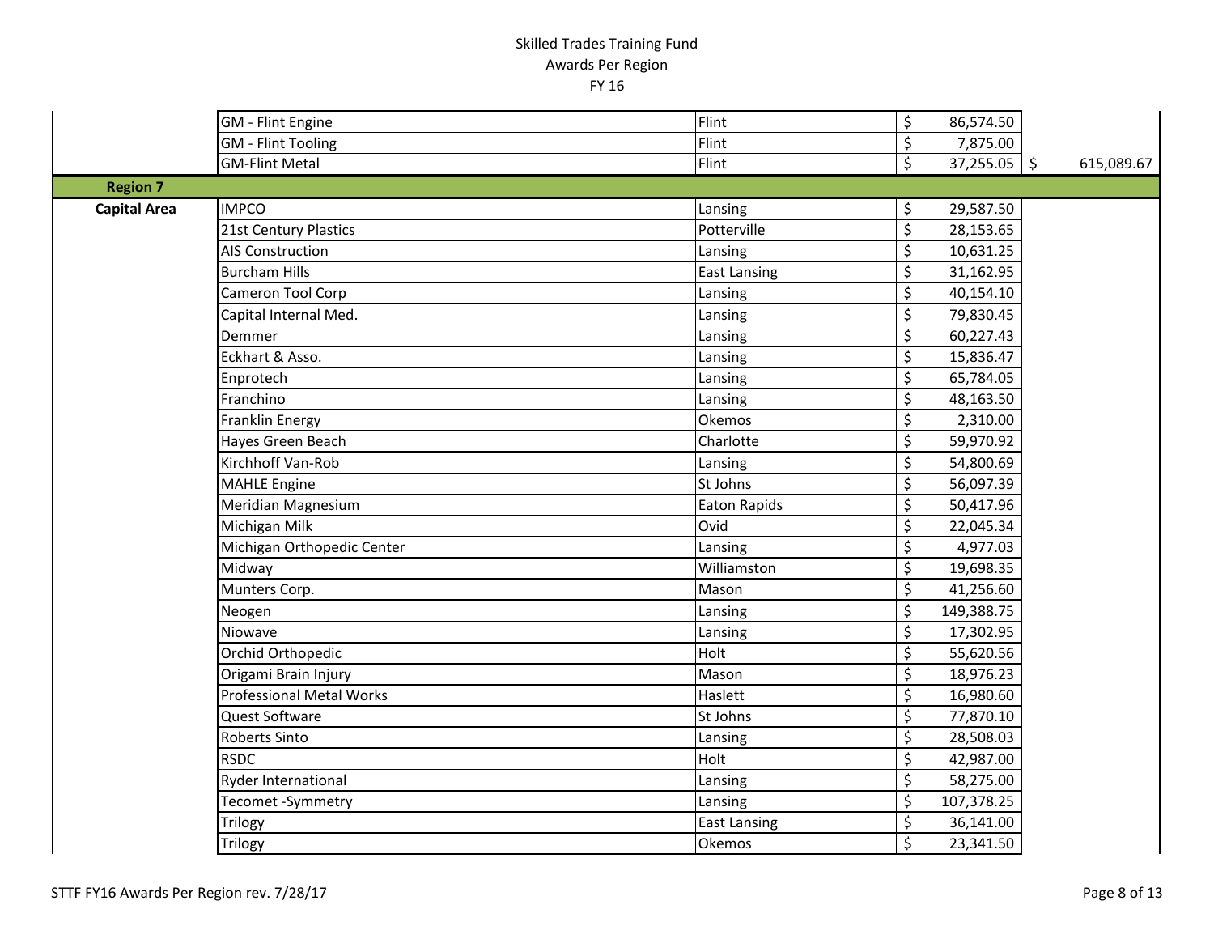# Skilled Trades Training Fund
## Awards Per Region
## FY 16

| Region | Company | City | Award | Region Total |
|---|---|---|---|---|
| | GM - Flint Engine | Flint | $ 86,574.50 | |
| | GM - Flint Tooling | Flint | $ 7,875.00 | |
| | GM-Flint Metal | Flint | $ 37,255.05 | $ 615,089.67 |
| **Region 7** | | | | |
| **Capital Area** | IMPCO | Lansing | $ 29,587.50 | |
| | 21st Century Plastics | Potterville | $ 28,153.65 | |
| | AIS Construction | Lansing | $ 10,631.25 | |
| | Burcham Hills | East Lansing | $ 31,162.95 | |
| | Cameron Tool Corp | Lansing | $ 40,154.10 | |
| | Capital Internal Med. | Lansing | $ 79,830.45 | |
| | Demmer | Lansing | $ 60,227.43 | |
| | Eckhart & Asso. | Lansing | $ 15,836.47 | |
| | Enprotech | Lansing | $ 65,784.05 | |
| | Franchino | Lansing | $ 48,163.50 | |
| | Franklin Energy | Okemos | $ 2,310.00 | |
| | Hayes Green Beach | Charlotte | $ 59,970.92 | |
| | Kirchhoff Van-Rob | Lansing | $ 54,800.69 | |
| | MAHLE Engine | St Johns | $ 56,097.39 | |
| | Meridian Magnesium | Eaton Rapids | $ 50,417.96 | |
| | Michigan Milk | Ovid | $ 22,045.34 | |
| | Michigan Orthopedic Center | Lansing | $ 4,977.03 | |
| | Midway | Williamston | $ 19,698.35 | |
| | Munters Corp. | Mason | $ 41,256.60 | |
| | Neogen | Lansing | $ 149,388.75 | |
| | Niowave | Lansing | $ 17,302.95 | |
| | Orchid Orthopedic | Holt | $ 55,620.56 | |
| | Origami Brain Injury | Mason | $ 18,976.23 | |
| | Professional Metal Works | Haslett | $ 16,980.60 | |
| | Quest Software | St Johns | $ 77,870.10 | |
| | Roberts Sinto | Lansing | $ 28,508.03 | |
| | RSDC | Holt | $ 42,987.00 | |
| | Ryder International | Lansing | $ 58,275.00 | |
| | Tecomet -Symmetry | Lansing | $ 107,378.25 | |
| | Trilogy | East Lansing | $ 36,141.00 | |
| | Trilogy | Okemos | $ 23,341.50 | |

STTF FY16 Awards Per Region rev. 7/28/17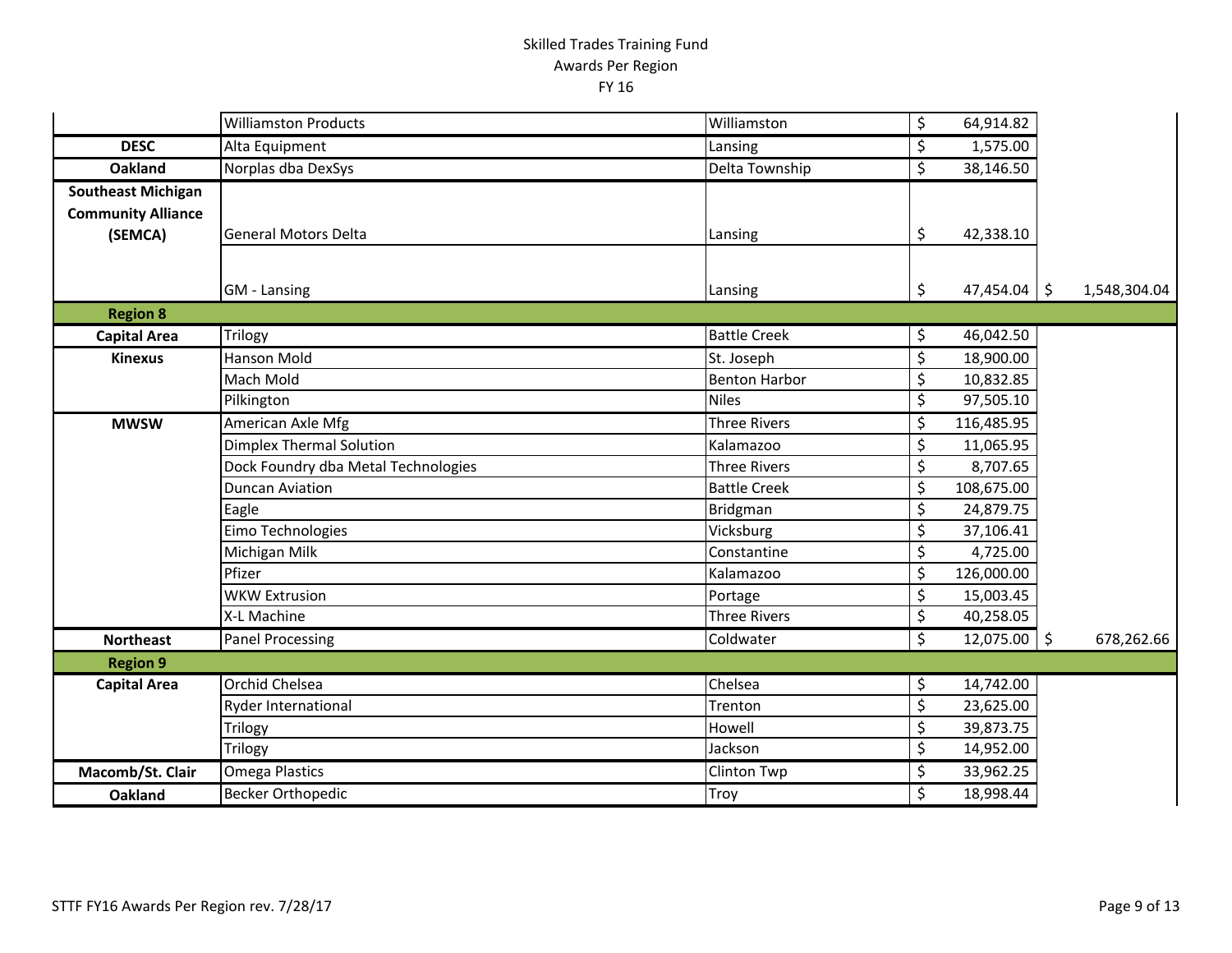Skilled Trades Training Fund
Awards Per Region
FY 16

| | | | | |
|---|---|---|---|---|
| | Williamston Products | Williamston | $ 64,914.82 | |
| **DESC** | Alta Equipment | Lansing | $ 1,575.00 | |
| **Oakland** | Norplas dba DexSys | Delta Township | $ 38,146.50 | |
| **Southeast Michigan Community Alliance (SEMCA)** | General Motors Delta | Lansing | $ 42,338.10 | |
| | GM - Lansing | Lansing | $ 47,454.04 | $ 1,548,304.04 |
| **Region 8** | | | | |
| **Capital Area** | Trilogy | Battle Creek | $ 46,042.50 | |
| **Kinexus** | Hanson Mold | St. Joseph | $ 18,900.00 | |
| | Mach Mold | Benton Harbor | $ 10,832.85 | |
| | Pilkington | Niles | $ 97,505.10 | |
| **MWSW** | American Axle Mfg | Three Rivers | $ 116,485.95 | |
| | Dimplex Thermal Solution | Kalamazoo | $ 11,065.95 | |
| | Dock Foundry dba Metal Technologies | Three Rivers | $ 8,707.65 | |
| | Duncan Aviation | Battle Creek | $ 108,675.00 | |
| | Eagle | Bridgman | $ 24,879.75 | |
| | Eimo Technologies | Vicksburg | $ 37,106.41 | |
| | Michigan Milk | Constantine | $ 4,725.00 | |
| | Pfizer | Kalamazoo | $ 126,000.00 | |
| | WKW Extrusion | Portage | $ 15,003.45 | |
| | X-L Machine | Three Rivers | $ 40,258.05 | |
| **Northeast** | Panel Processing | Coldwater | $ 12,075.00 | $ 678,262.66 |
| **Region 9** | | | | |
| **Capital Area** | Orchid Chelsea | Chelsea | $ 14,742.00 | |
| | Ryder International | Trenton | $ 23,625.00 | |
| | Trilogy | Howell | $ 39,873.75 | |
| | Trilogy | Jackson | $ 14,952.00 | |
| **Macomb/St. Clair** | Omega Plastics | Clinton Twp | $ 33,962.25 | |
| **Oakland** | Becker Orthopedic | Troy | $ 18,998.44 | |

STTF FY16 Awards Per Region rev. 7/28/17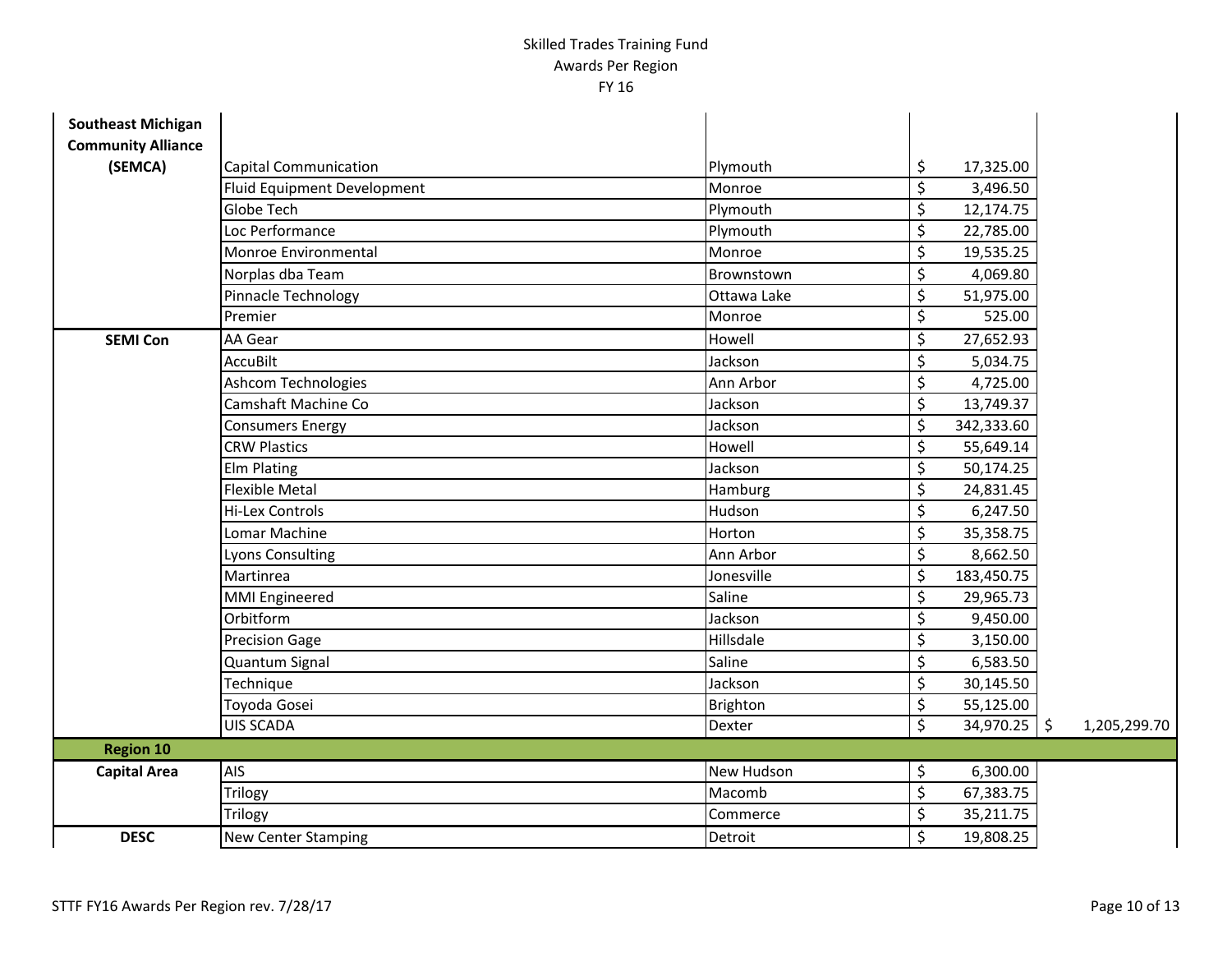Skilled Trades Training Fund
Awards Per Region
FY 16

| | | | | |
|---|---|---|---|---|
| **Southeast Michigan Community Alliance (SEMCA)** | Capital Communication | Plymouth | $ 17,325.00 | |
| | Fluid Equipment Development | Monroe | $ 3,496.50 | |
| | Globe Tech | Plymouth | $ 12,174.75 | |
| | Loc Performance | Plymouth | $ 22,785.00 | |
| | Monroe Environmental | Monroe | $ 19,535.25 | |
| | Norplas dba Team | Brownstown | $ 4,069.80 | |
| | Pinnacle Technology | Ottawa Lake | $ 51,975.00 | |
| | Premier | Monroe | $ 525.00 | |
| **SEMI Con** | AA Gear | Howell | $ 27,652.93 | |
| | AccuBilt | Jackson | $ 5,034.75 | |
| | Ashcom Technologies | Ann Arbor | $ 4,725.00 | |
| | Camshaft Machine Co | Jackson | $ 13,749.37 | |
| | Consumers Energy | Jackson | $ 342,333.60 | |
| | CRW Plastics | Howell | $ 55,649.14 | |
| | Elm Plating | Jackson | $ 50,174.25 | |
| | Flexible Metal | Hamburg | $ 24,831.45 | |
| | Hi-Lex Controls | Hudson | $ 6,247.50 | |
| | Lomar Machine | Horton | $ 35,358.75 | |
| | Lyons Consulting | Ann Arbor | $ 8,662.50 | |
| | Martinrea | Jonesville | $ 183,450.75 | |
| | MMI Engineered | Saline | $ 29,965.73 | |
| | Orbitform | Jackson | $ 9,450.00 | |
| | Precision Gage | Hillsdale | $ 3,150.00 | |
| | Quantum Signal | Saline | $ 6,583.50 | |
| | Technique | Jackson | $ 30,145.50 | |
| | Toyoda Gosei | Brighton | $ 55,125.00 | |
| | UIS SCADA | Dexter | $ 34,970.25 | $ 1,205,299.70 |
| **Region 10** | | | | |
| **Capital Area** | AIS | New Hudson | $ 6,300.00 | |
| | Trilogy | Macomb | $ 67,383.75 | |
| | Trilogy | Commerce | $ 35,211.75 | |
| **DESC** | New Center Stamping | Detroit | $ 19,808.25 | |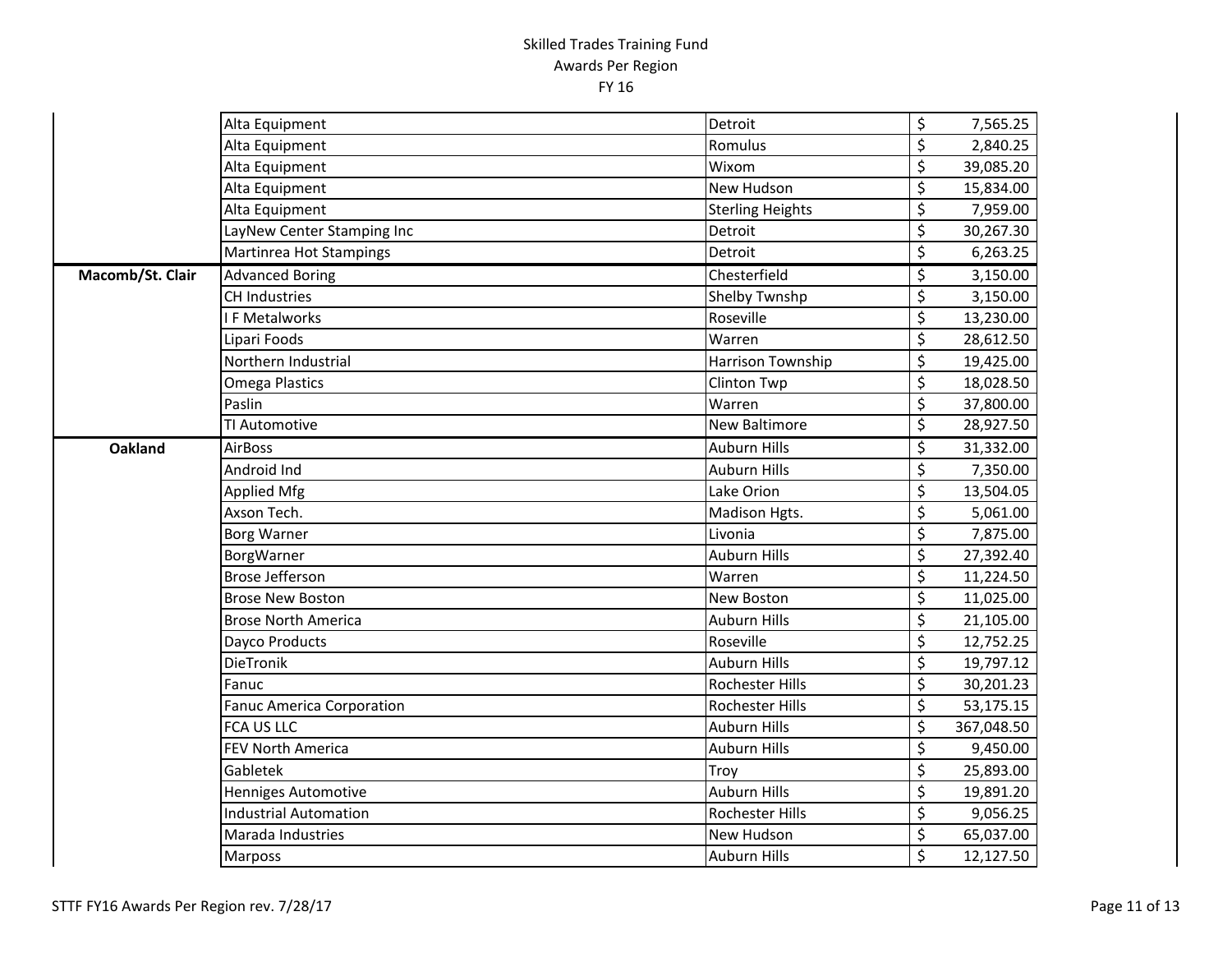Skilled Trades Training Fund
Awards Per Region
FY 16

| Region | Company | City | Amount |
|---|---|---|---|
| | Alta Equipment | Detroit | $ 7,565.25 |
| | Alta Equipment | Romulus | $ 2,840.25 |
| | Alta Equipment | Wixom | $ 39,085.20 |
| | Alta Equipment | New Hudson | $ 15,834.00 |
| | Alta Equipment | Sterling Heights | $ 7,959.00 |
| | LayNew Center Stamping Inc | Detroit | $ 30,267.30 |
| | Martinrea Hot Stampings | Detroit | $ 6,263.25 |
| **Macomb/St. Clair** | Advanced Boring | Chesterfield | $ 3,150.00 |
| | CH Industries | Shelby Twnshp | $ 3,150.00 |
| | I F Metalworks | Roseville | $ 13,230.00 |
| | Lipari Foods | Warren | $ 28,612.50 |
| | Northern Industrial | Harrison Township | $ 19,425.00 |
| | Omega Plastics | Clinton Twp | $ 18,028.50 |
| | Paslin | Warren | $ 37,800.00 |
| | TI Automotive | New Baltimore | $ 28,927.50 |
| **Oakland** | AirBoss | Auburn Hills | $ 31,332.00 |
| | Android Ind | Auburn Hills | $ 7,350.00 |
| | Applied Mfg | Lake Orion | $ 13,504.05 |
| | Axson Tech. | Madison Hgts. | $ 5,061.00 |
| | Borg Warner | Livonia | $ 7,875.00 |
| | BorgWarner | Auburn Hills | $ 27,392.40 |
| | Brose Jefferson | Warren | $ 11,224.50 |
| | Brose New Boston | New Boston | $ 11,025.00 |
| | Brose North America | Auburn Hills | $ 21,105.00 |
| | Dayco Products | Roseville | $ 12,752.25 |
| | DieTronik | Auburn Hills | $ 19,797.12 |
| | Fanuc | Rochester Hills | $ 30,201.23 |
| | Fanuc America Corporation | Rochester Hills | $ 53,175.15 |
| | FCA US LLC | Auburn Hills | $ 367,048.50 |
| | FEV North America | Auburn Hills | $ 9,450.00 |
| | Gabletek | Troy | $ 25,893.00 |
| | Henniges Automotive | Auburn Hills | $ 19,891.20 |
| | Industrial Automation | Rochester Hills | $ 9,056.25 |
| | Marada Industries | New Hudson | $ 65,037.00 |
| | Marposs | Auburn Hills | $ 12,127.50 |

STTF FY16 Awards Per Region rev. 7/28/17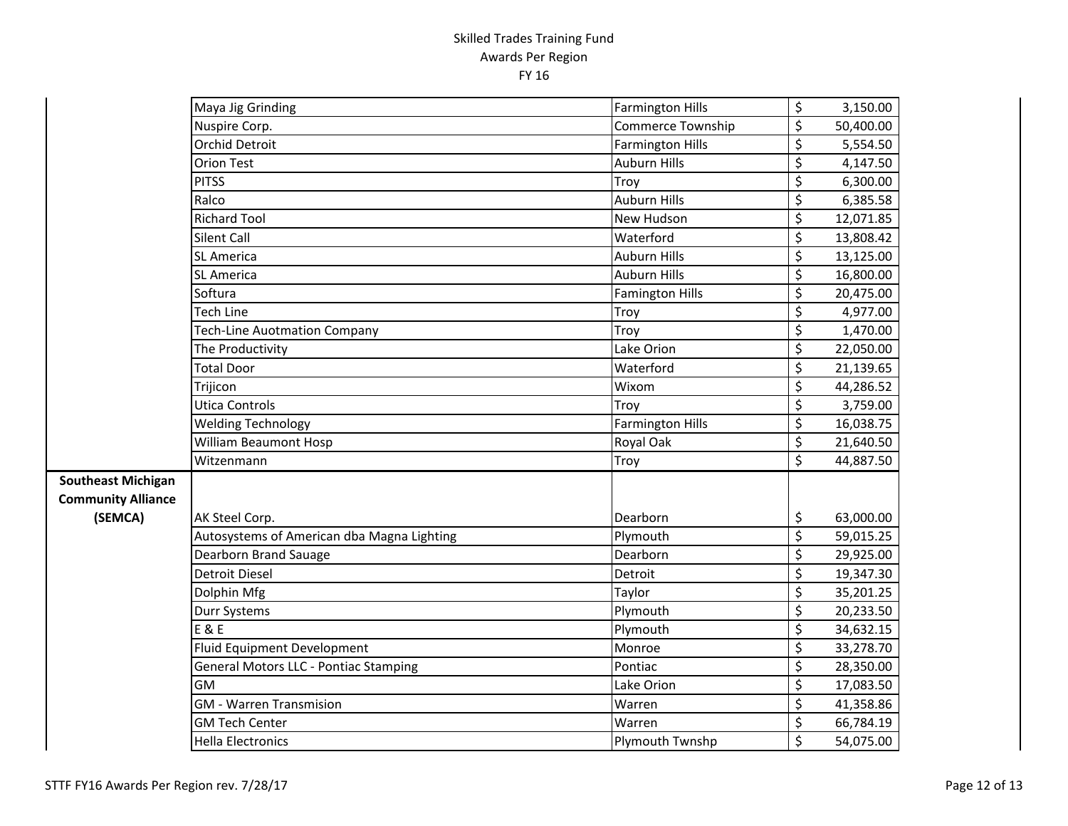Skilled Trades Training Fund
Awards Per Region
FY 16

| Region | Company | City | Amount |
|---|---|---|---|
| | Maya Jig Grinding | Farmington Hills | $ 3,150.00 |
| | Nuspire Corp. | Commerce Township | $ 50,400.00 |
| | Orchid Detroit | Farmington Hills | $ 5,554.50 |
| | Orion Test | Auburn Hills | $ 4,147.50 |
| | PITSS | Troy | $ 6,300.00 |
| | Ralco | Auburn Hills | $ 6,385.58 |
| | Richard Tool | New Hudson | $ 12,071.85 |
| | Silent Call | Waterford | $ 13,808.42 |
| | SL America | Auburn Hills | $ 13,125.00 |
| | SL America | Auburn Hills | $ 16,800.00 |
| | Softura | Famington Hills | $ 20,475.00 |
| | Tech Line | Troy | $ 4,977.00 |
| | Tech-Line Auotmation Company | Troy | $ 1,470.00 |
| | The Productivity | Lake Orion | $ 22,050.00 |
| | Total Door | Waterford | $ 21,139.65 |
| | Trijicon | Wixom | $ 44,286.52 |
| | Utica Controls | Troy | $ 3,759.00 |
| | Welding Technology | Farmington Hills | $ 16,038.75 |
| | William Beaumont Hosp | Royal Oak | $ 21,640.50 |
| | Witzenmann | Troy | $ 44,887.50 |
| **Southeast Michigan Community Alliance (SEMCA)** | AK Steel Corp. | Dearborn | $ 63,000.00 |
| | Autosystems of American dba Magna Lighting | Plymouth | $ 59,015.25 |
| | Dearborn Brand Sauage | Dearborn | $ 29,925.00 |
| | Detroit Diesel | Detroit | $ 19,347.30 |
| | Dolphin Mfg | Taylor | $ 35,201.25 |
| | Durr Systems | Plymouth | $ 20,233.50 |
| | E & E | Plymouth | $ 34,632.15 |
| | Fluid Equipment Development | Monroe | $ 33,278.70 |
| | General Motors LLC - Pontiac Stamping | Pontiac | $ 28,350.00 |
| | GM | Lake Orion | $ 17,083.50 |
| | GM - Warren Transmision | Warren | $ 41,358.86 |
| | GM Tech Center | Warren | $ 66,784.19 |
| | Hella Electronics | Plymouth Twnshp | $ 54,075.00 |

STTF FY16 Awards Per Region rev. 7/28/17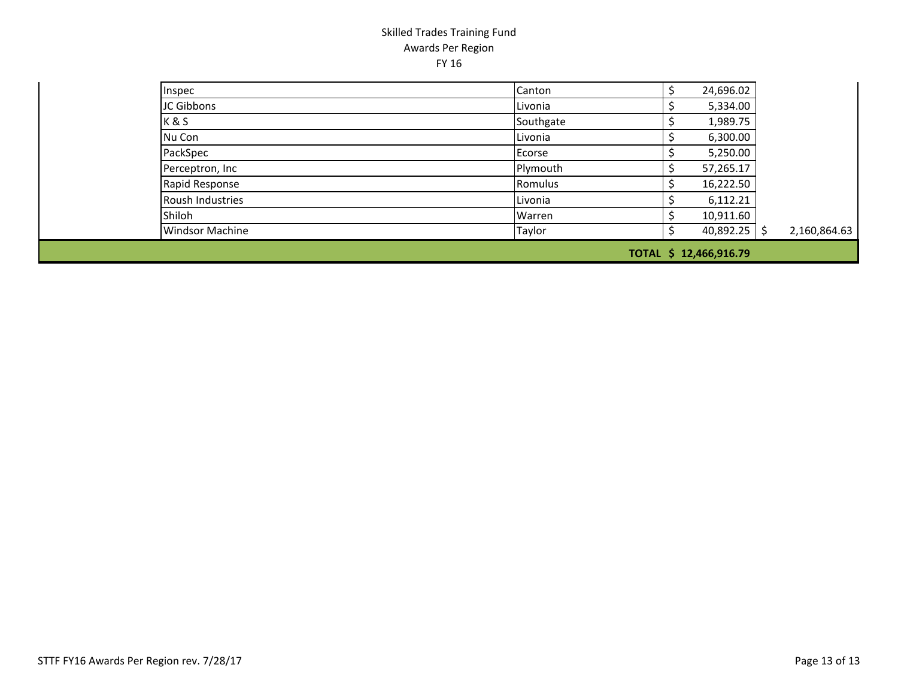Skilled Trades Training Fund
Awards Per Region
FY 16

| | | | | |
|---|---|---|---|---|
| | Inspec | Canton | $ 24,696.02 | |
| | JC Gibbons | Livonia | $ 5,334.00 | |
| | K & S | Southgate | $ 1,989.75 | |
| | Nu Con | Livonia | $ 6,300.00 | |
| | PackSpec | Ecorse | $ 5,250.00 | |
| | Perceptron, Inc | Plymouth | $ 57,265.17 | |
| | Rapid Response | Romulus | $ 16,222.50 | |
| | Roush Industries | Livonia | $ 6,112.21 | |
| | Shiloh | Warren | $ 10,911.60 | |
| | Windsor Machine | Taylor | $ 40,892.25 | $ 2,160,864.63 |
| | | **TOTAL** | **$ 12,466,916.79** | |

STTF FY16 Awards Per Region rev. 7/28/17